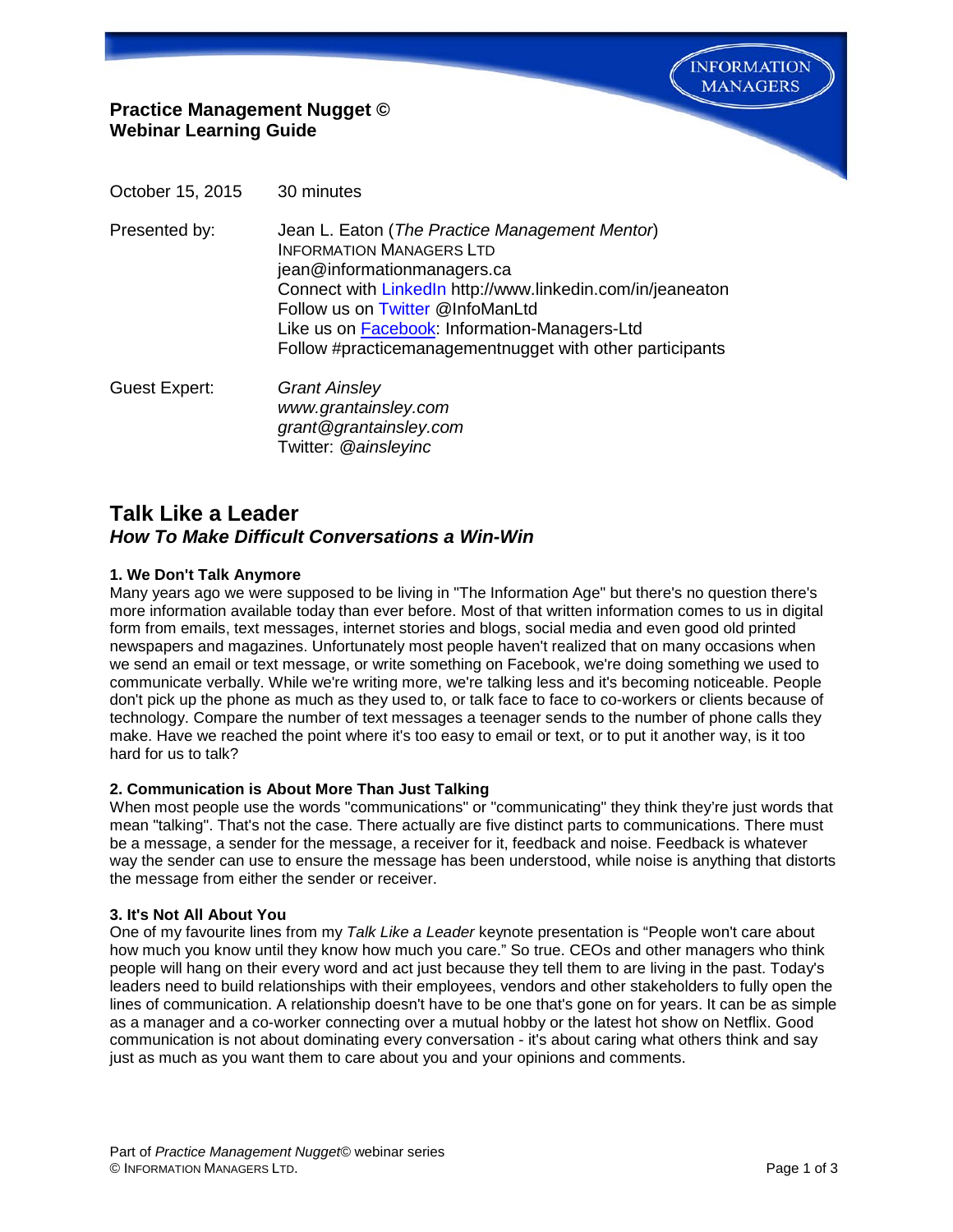**Practice Management Nugget ©**
**Webinar Learning Guide**

October 15, 2015 30 minutes

Presented by: Jean L. Eaton (*The Practice Management Mentor*)
INFORMATION MANAGERS LTD
jean@informationmanagers.ca
Connect with LinkedIn http://www.linkedin.com/in/jeaneaton
Follow us on Twitter @InfoManLtd
Like us on Facebook: Information-Managers-Ltd
Follow #practicemanagementnugget with other participants

Guest Expert: *Grant Ainsley*
*www.grantainsley.com*
*grant@grantainsley.com*
Twitter: *@ainsleyinc*

## Talk Like a Leader

### *How To Make Difficult Conversations a Win-Win*

**1. We Don't Talk Anymore**

Many years ago we were supposed to be living in "The Information Age" but there's no question there's more information available today than ever before. Most of that written information comes to us in digital form from emails, text messages, internet stories and blogs, social media and even good old printed newspapers and magazines. Unfortunately most people haven't realized that on many occasions when we send an email or text message, or write something on Facebook, we're doing something we used to communicate verbally. While we're writing more, we're talking less and it's becoming noticeable. People don't pick up the phone as much as they used to, or talk face to face to co-workers or clients because of technology. Compare the number of text messages a teenager sends to the number of phone calls they make. Have we reached the point where it's too easy to email or text, or to put it another way, is it too hard for us to talk?

**2. Communication is About More Than Just Talking**

When most people use the words "communications" or "communicating" they think they're just words that mean "talking". That's not the case. There actually are five distinct parts to communications. There must be a message, a sender for the message, a receiver for it, feedback and noise. Feedback is whatever way the sender can use to ensure the message has been understood, while noise is anything that distorts the message from either the sender or receiver.

**3. It's Not All About You**

One of my favourite lines from my *Talk Like a Leader* keynote presentation is "People won't care about how much you know until they know how much you care." So true. CEOs and other managers who think people will hang on their every word and act just because they tell them to are living in the past. Today's leaders need to build relationships with their employees, vendors and other stakeholders to fully open the lines of communication. A relationship doesn't have to be one that's gone on for years. It can be as simple as a manager and a co-worker connecting over a mutual hobby or the latest hot show on Netflix. Good communication is not about dominating every conversation - it's about caring what others think and say just as much as you want them to care about you and your opinions and comments.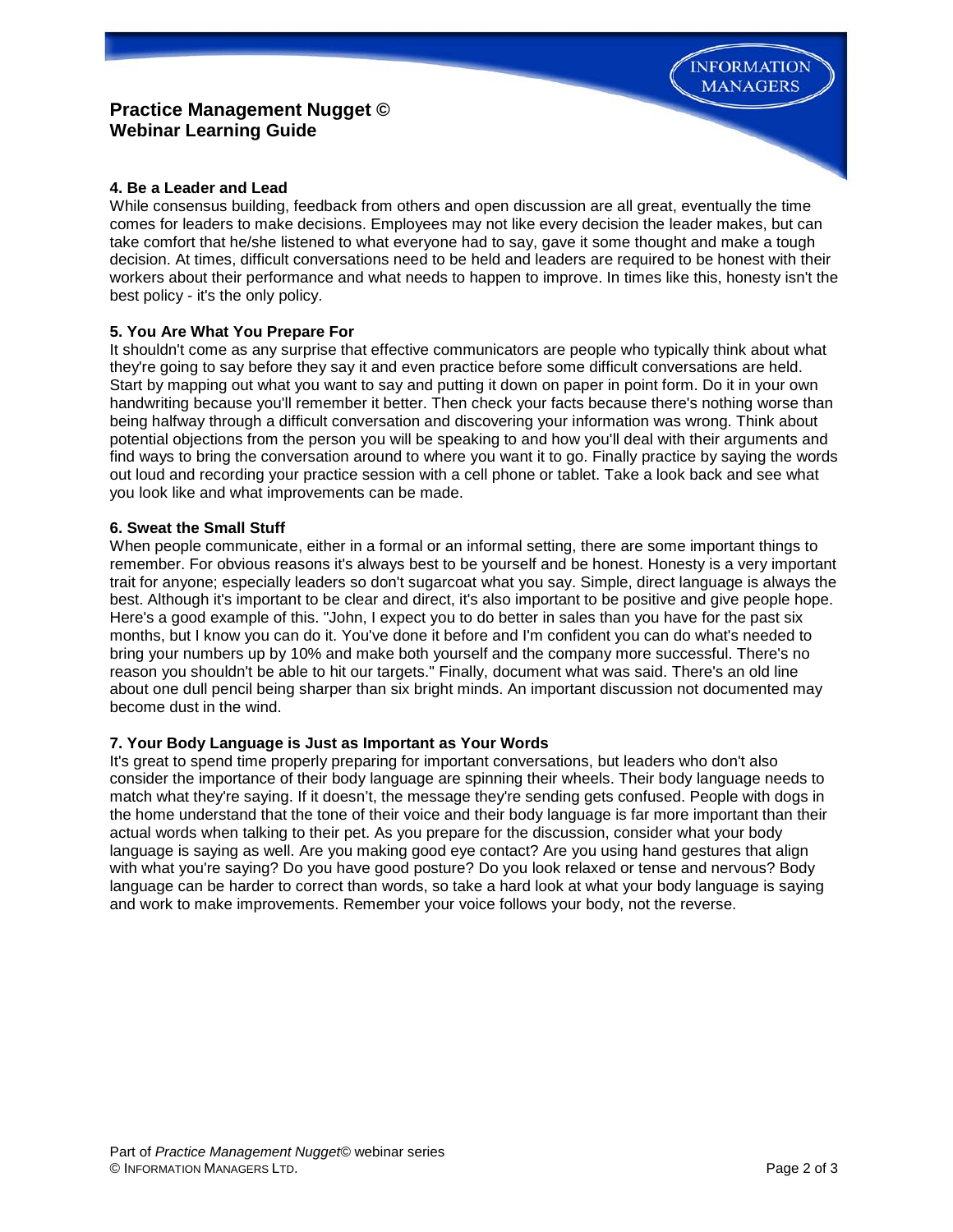## 4. Be a Leader and Lead

While consensus building, feedback from others and open discussion are all great, eventually the time comes for leaders to make decisions. Employees may not like every decision the leader makes, but can take comfort that he/she listened to what everyone had to say, gave it some thought and make a tough decision. At times, difficult conversations need to be held and leaders are required to be honest with their workers about their performance and what needs to happen to improve. In times like this, honesty isn't the best policy - it's the only policy.

## 5. You Are What You Prepare For

It shouldn't come as any surprise that effective communicators are people who typically think about what they're going to say before they say it and even practice before some difficult conversations are held. Start by mapping out what you want to say and putting it down on paper in point form. Do it in your own handwriting because you'll remember it better. Then check your facts because there's nothing worse than being halfway through a difficult conversation and discovering your information was wrong. Think about potential objections from the person you will be speaking to and how you'll deal with their arguments and find ways to bring the conversation around to where you want it to go. Finally practice by saying the words out loud and recording your practice session with a cell phone or tablet. Take a look back and see what you look like and what improvements can be made.

## 6. Sweat the Small Stuff

When people communicate, either in a formal or an informal setting, there are some important things to remember. For obvious reasons it's always best to be yourself and be honest. Honesty is a very important trait for anyone; especially leaders so don't sugarcoat what you say. Simple, direct language is always the best. Although it's important to be clear and direct, it's also important to be positive and give people hope. Here's a good example of this. "John, I expect you to do better in sales than you have for the past six months, but I know you can do it. You've done it before and I'm confident you can do what's needed to bring your numbers up by 10% and make both yourself and the company more successful. There's no reason you shouldn't be able to hit our targets." Finally, document what was said. There's an old line about one dull pencil being sharper than six bright minds. An important discussion not documented may become dust in the wind.

## 7. Your Body Language is Just as Important as Your Words

It's great to spend time properly preparing for important conversations, but leaders who don't also consider the importance of their body language are spinning their wheels. Their body language needs to match what they're saying. If it doesn't, the message they're sending gets confused. People with dogs in the home understand that the tone of their voice and their body language is far more important than their actual words when talking to their pet. As you prepare for the discussion, consider what your body language is saying as well. Are you making good eye contact? Are you using hand gestures that align with what you're saying? Do you have good posture? Do you look relaxed or tense and nervous? Body language can be harder to correct than words, so take a hard look at what your body language is saying and work to make improvements. Remember your voice follows your body, not the reverse.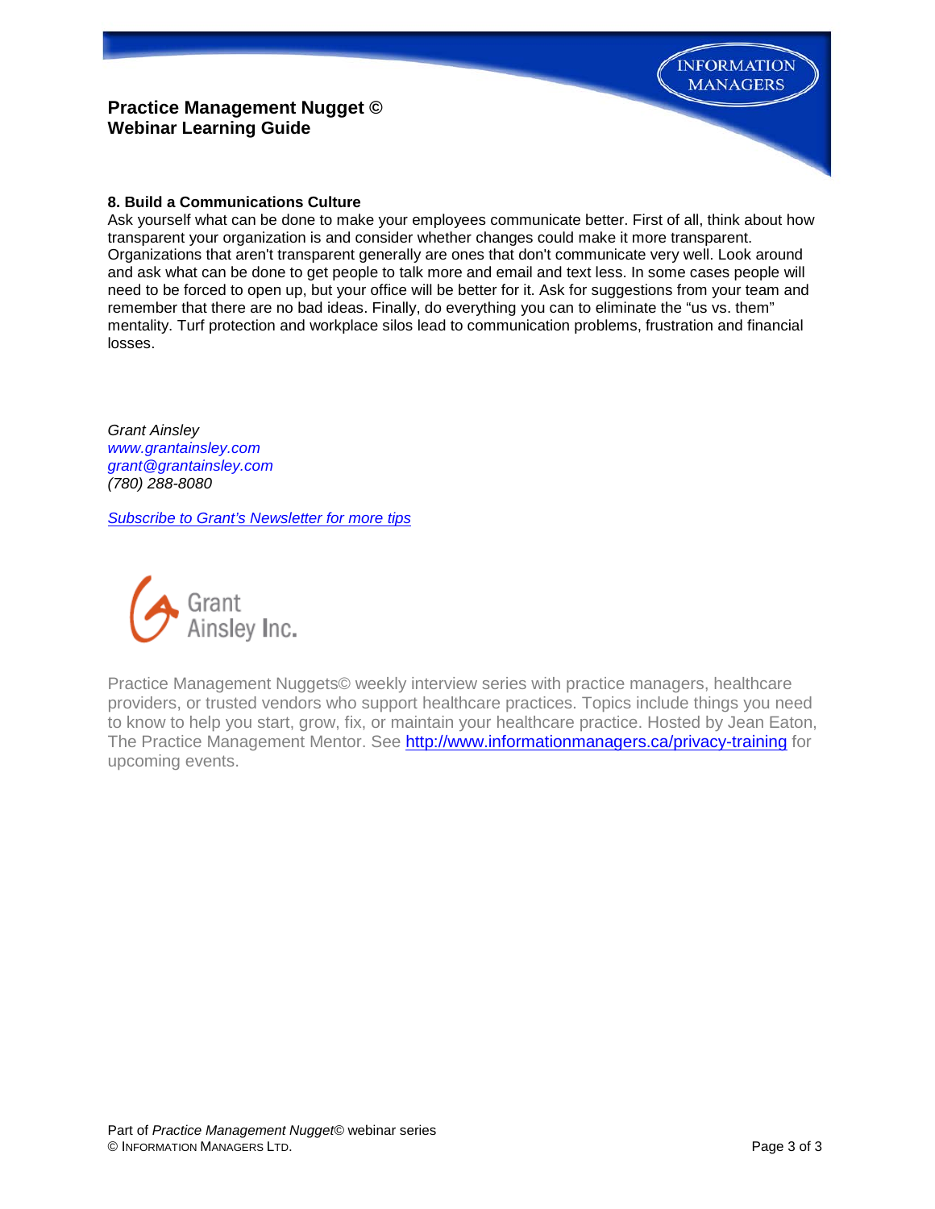**Practice Management Nugget ©**
**Webinar Learning Guide**

### 8. Build a Communications Culture

Ask yourself what can be done to make your employees communicate better. First of all, think about how transparent your organization is and consider whether changes could make it more transparent. Organizations that aren't transparent generally are ones that don't communicate very well. Look around and ask what can be done to get people to talk more and email and text less. In some cases people will need to be forced to open up, but your office will be better for it. Ask for suggestions from your team and remember that there are no bad ideas. Finally, do everything you can to eliminate the "us vs. them" mentality. Turf protection and workplace silos lead to communication problems, frustration and financial losses.

*Grant Ainsley*
*www.grantainsley.com*
*grant@grantainsley.com*
*(780) 288-8080*

*Subscribe to Grant's Newsletter for more tips*

Grant Ainsley Inc.

Practice Management Nuggets© weekly interview series with practice managers, healthcare providers, or trusted vendors who support healthcare practices. Topics include things you need to know to help you start, grow, fix, or maintain your healthcare practice. Hosted by Jean Eaton, The Practice Management Mentor. See http://www.informationmanagers.ca/privacy-training for upcoming events.